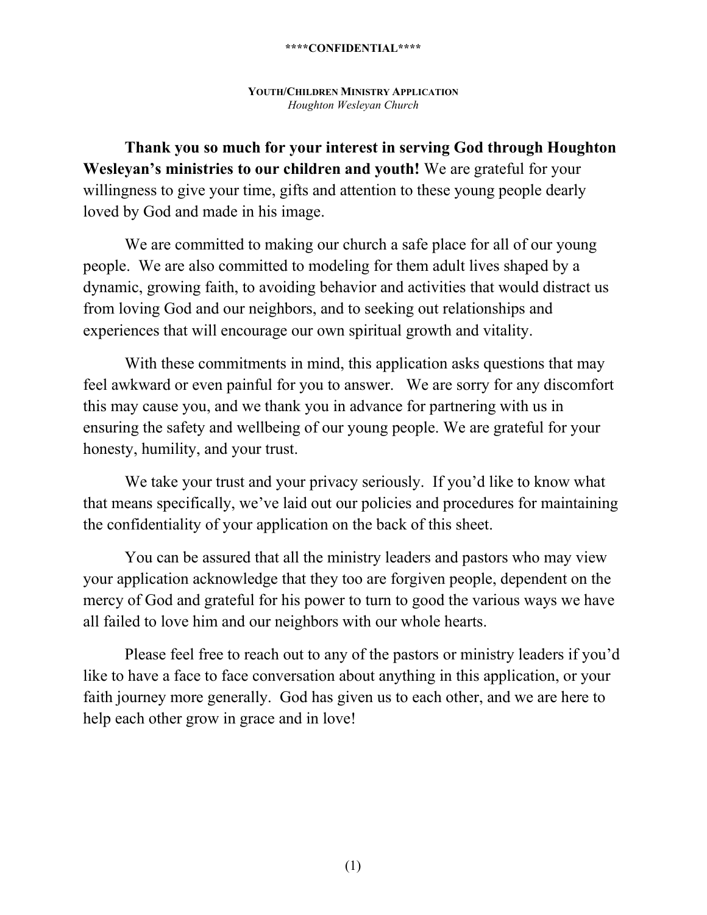**\*\*\*\*CONFIDENTIAL\*\*\*\***

# YOUTH/CHILDREN MINISTRY APPLICATION

*Houghton Wesleyan Church*

**Thank you so much for your interest in serving God through Houghton Wesleyan's ministries to our children and youth!** We are grateful for your willingness to give your time, gifts and attention to these young people dearly loved by God and made in his image.

We are committed to making our church a safe place for all of our young people. We are also committed to modeling for them adult lives shaped by a dynamic, growing faith, to avoiding behavior and activities that would distract us from loving God and our neighbors, and to seeking out relationships and experiences that will encourage our own spiritual growth and vitality.

With these commitments in mind, this application asks questions that may feel awkward or even painful for you to answer. We are sorry for any discomfort this may cause you, and we thank you in advance for partnering with us in ensuring the safety and wellbeing of our young people. We are grateful for your honesty, humility, and your trust.

We take your trust and your privacy seriously. If you'd like to know what that means specifically, we've laid out our policies and procedures for maintaining the confidentiality of your application on the back of this sheet.

You can be assured that all the ministry leaders and pastors who may view your application acknowledge that they too are forgiven people, dependent on the mercy of God and grateful for his power to turn to good the various ways we have all failed to love him and our neighbors with our whole hearts.

Please feel free to reach out to any of the pastors or ministry leaders if you'd like to have a face to face conversation about anything in this application, or your faith journey more generally. God has given us to each other, and we are here to help each other grow in grace and in love!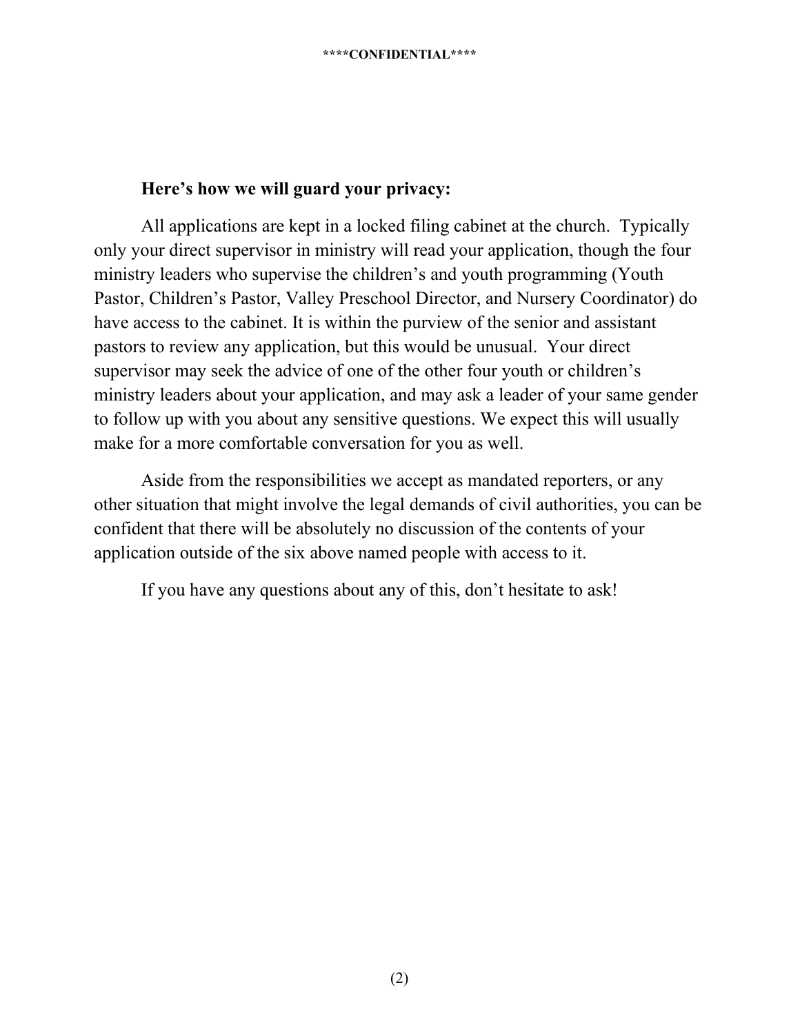**Here's how we will guard your privacy:**

All applications are kept in a locked filing cabinet at the church. Typically only your direct supervisor in ministry will read your application, though the four ministry leaders who supervise the children's and youth programming (Youth Pastor, Children's Pastor, Valley Preschool Director, and Nursery Coordinator) do have access to the cabinet. It is within the purview of the senior and assistant pastors to review any application, but this would be unusual. Your direct supervisor may seek the advice of one of the other four youth or children's ministry leaders about your application, and may ask a leader of your same gender to follow up with you about any sensitive questions. We expect this will usually make for a more comfortable conversation for you as well.

Aside from the responsibilities we accept as mandated reporters, or any other situation that might involve the legal demands of civil authorities, you can be confident that there will be absolutely no discussion of the contents of your application outside of the six above named people with access to it.

If you have any questions about any of this, don't hesitate to ask!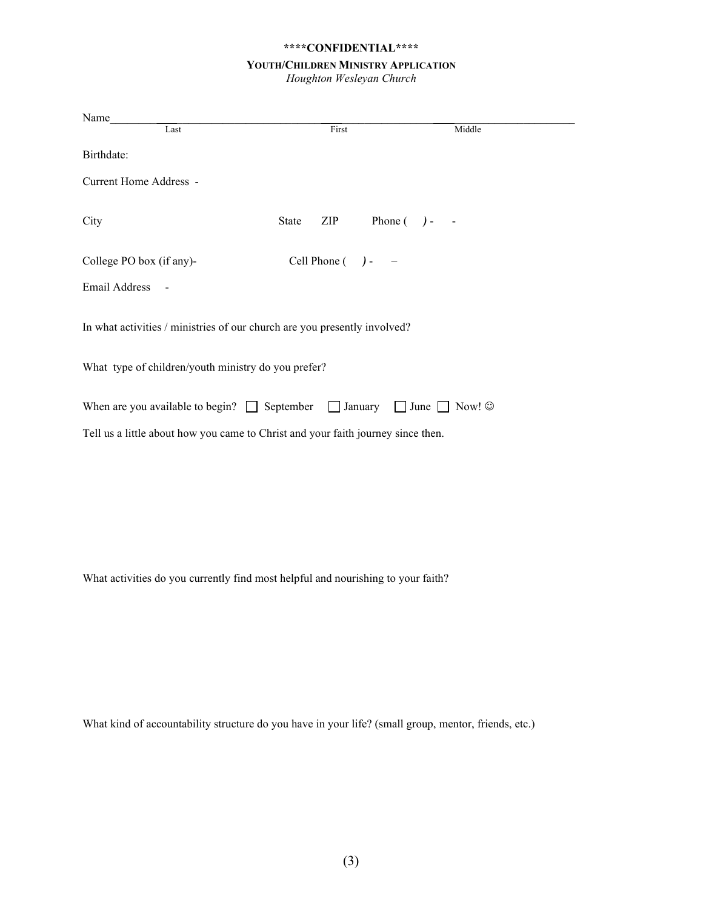**\*\*\*\*CONFIDENTIAL\*\*\*\***

**YOUTH/CHILDREN MINISTRY APPLICATION**

*Houghton Wesleyan Church*

Name________________________________________________________________________
Last First Middle

Birthdate:

Current Home Address -

City State ZIP Phone ( ) - -

College PO box (if any)- Cell Phone ( ) - –

Email Address -

In what activities / ministries of our church are you presently involved?

What type of children/youth ministry do you prefer?

When are you available to begin? ☐ September ☐ January ☐ June ☐ Now! ☺

Tell us a little about how you came to Christ and your faith journey since then.

What activities do you currently find most helpful and nourishing to your faith?

What kind of accountability structure do you have in your life? (small group, mentor, friends, etc.)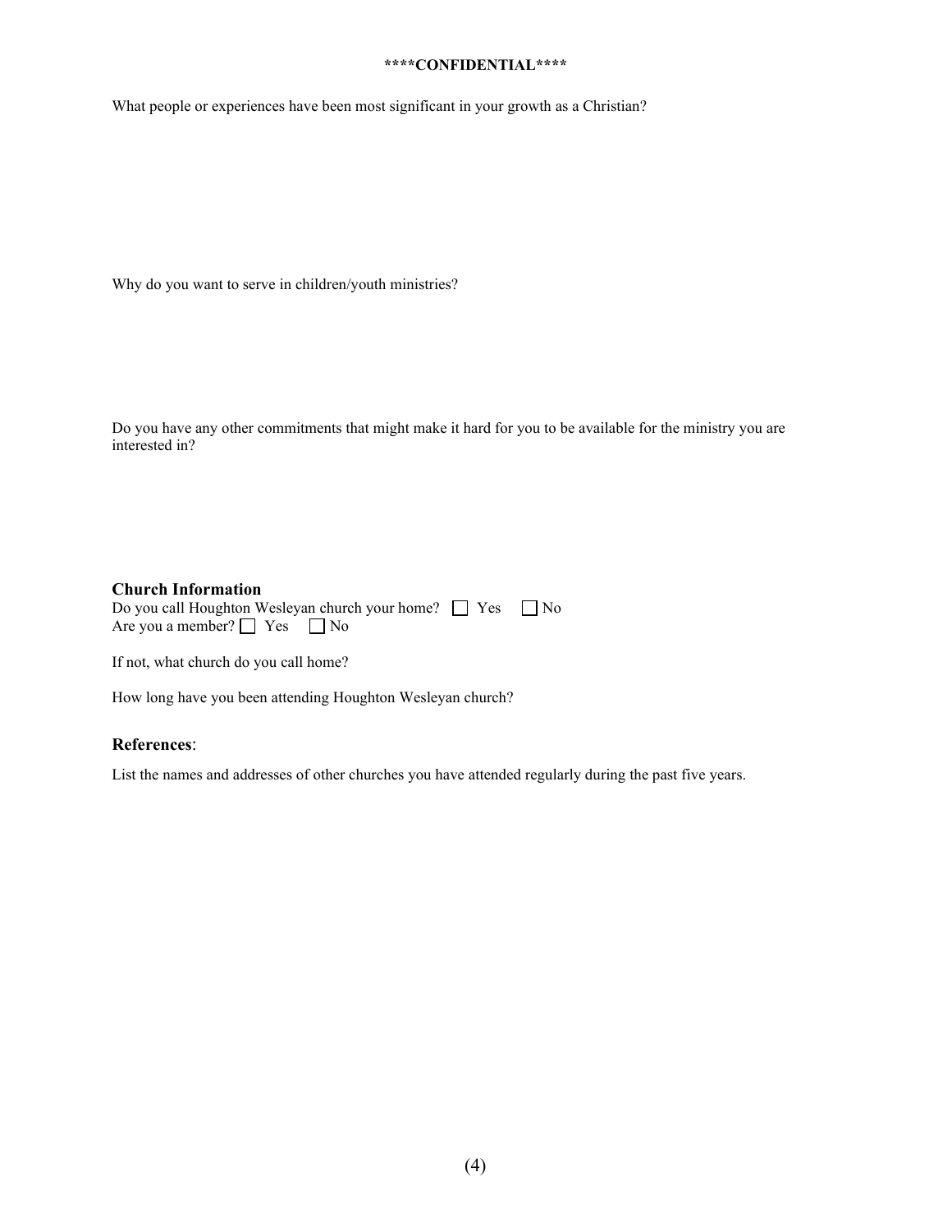**\*\*\*\*CONFIDENTIAL\*\*\*\***

What people or experiences have been most significant in your growth as a Christian?

Why do you want to serve in children/youth ministries?

Do you have any other commitments that might make it hard for you to be available for the ministry you are interested in?

### Church Information

Do you call Houghton Wesleyan church your home? ☐ Yes ☐ No
Are you a member? ☐ Yes ☐ No

If not, what church do you call home?

How long have you been attending Houghton Wesleyan church?

### References:

List the names and addresses of other churches you have attended regularly during the past five years.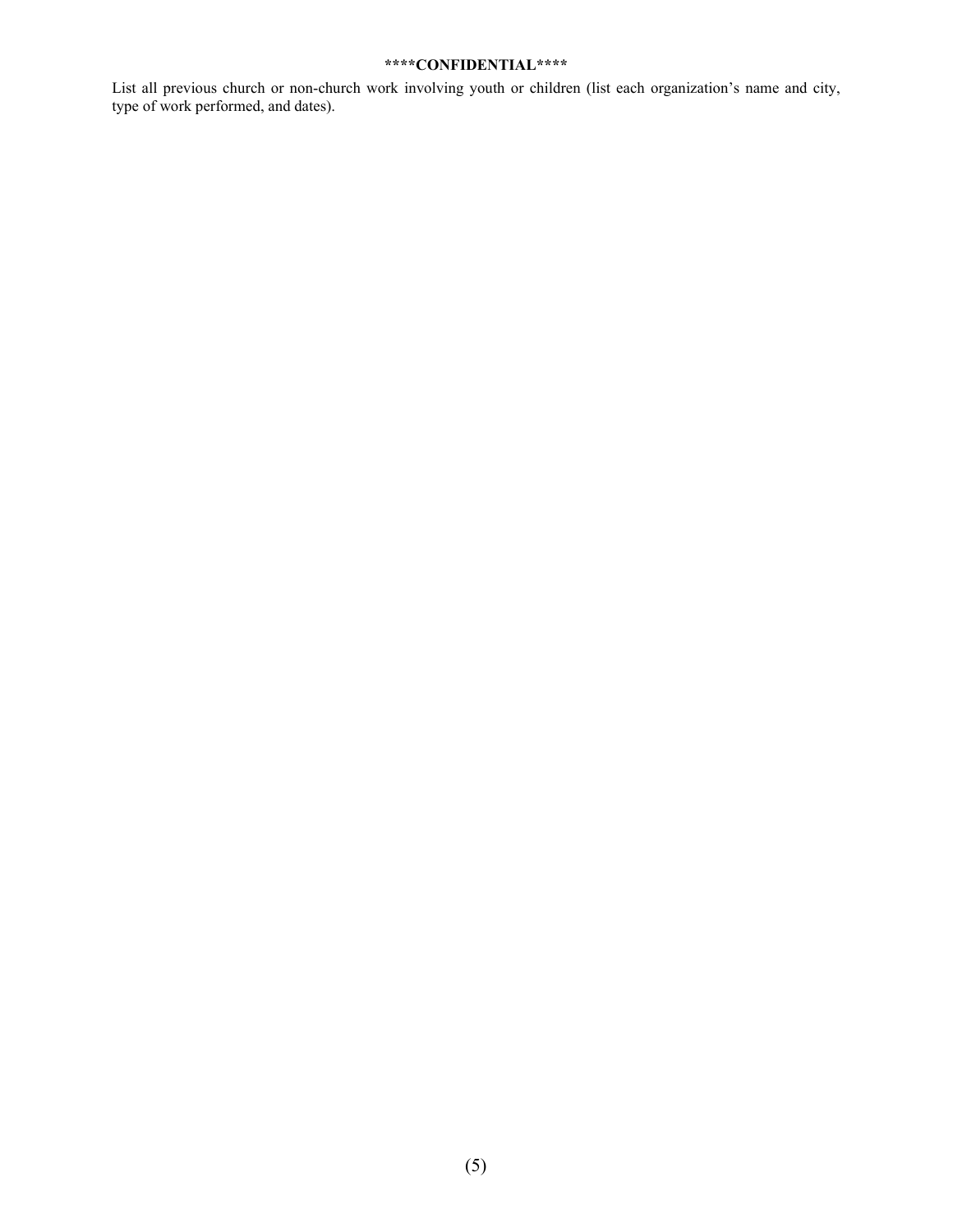**\*\*\*\*CONFIDENTIAL\*\*\*\***

List all previous church or non-church work involving youth or children (list each organization's name and city, type of work performed, and dates).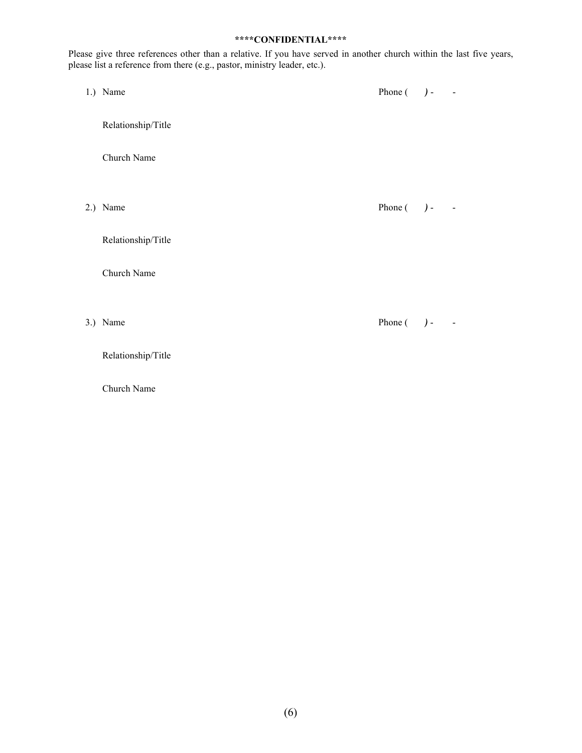**\*\*\*\*CONFIDENTIAL\*\*\*\***

Please give three references other than a relative. If you have served in another church within the last five years, please list a reference from there (e.g., pastor, ministry leader, etc.).

1.) Name Phone ( ) - -

Relationship/Title

Church Name

2.) Name Phone ( ) - -

Relationship/Title

Church Name

3.) Name Phone ( ) - -

Relationship/Title

Church Name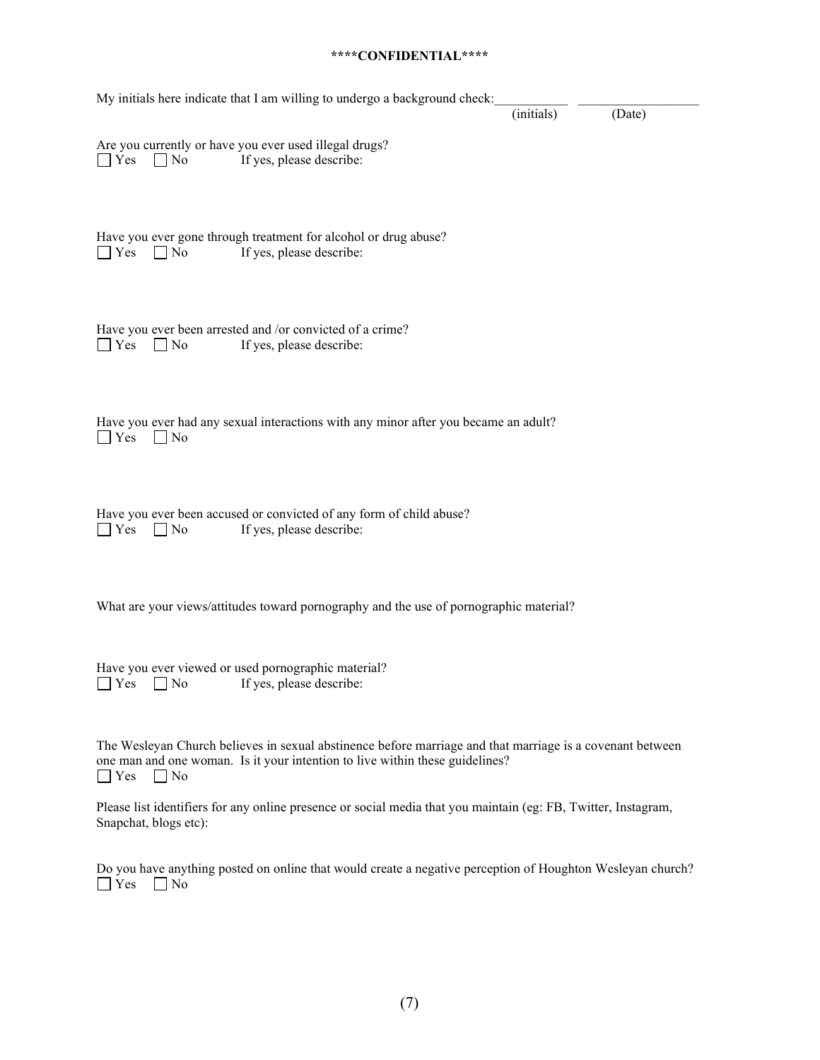**\*\*\*\*CONFIDENTIAL\*\*\*\***

My initials here indicate that I am willing to undergo a background check:___________ __________________
(initials) (Date)

Are you currently or have you ever used illegal drugs?
☐ Yes ☐ No If yes, please describe:

Have you ever gone through treatment for alcohol or drug abuse?
☐ Yes ☐ No If yes, please describe:

Have you ever been arrested and /or convicted of a crime?
☐ Yes ☐ No If yes, please describe:

Have you ever had any sexual interactions with any minor after you became an adult?
☐ Yes ☐ No

Have you ever been accused or convicted of any form of child abuse?
☐ Yes ☐ No If yes, please describe:

What are your views/attitudes toward pornography and the use of pornographic material?

Have you ever viewed or used pornographic material?
☐ Yes ☐ No If yes, please describe:

The Wesleyan Church believes in sexual abstinence before marriage and that marriage is a covenant between one man and one woman. Is it your intention to live within these guidelines?
☐ Yes ☐ No

Please list identifiers for any online presence or social media that you maintain (eg: FB, Twitter, Instagram, Snapchat, blogs etc):

Do you have anything posted on online that would create a negative perception of Houghton Wesleyan church?
☐ Yes ☐ No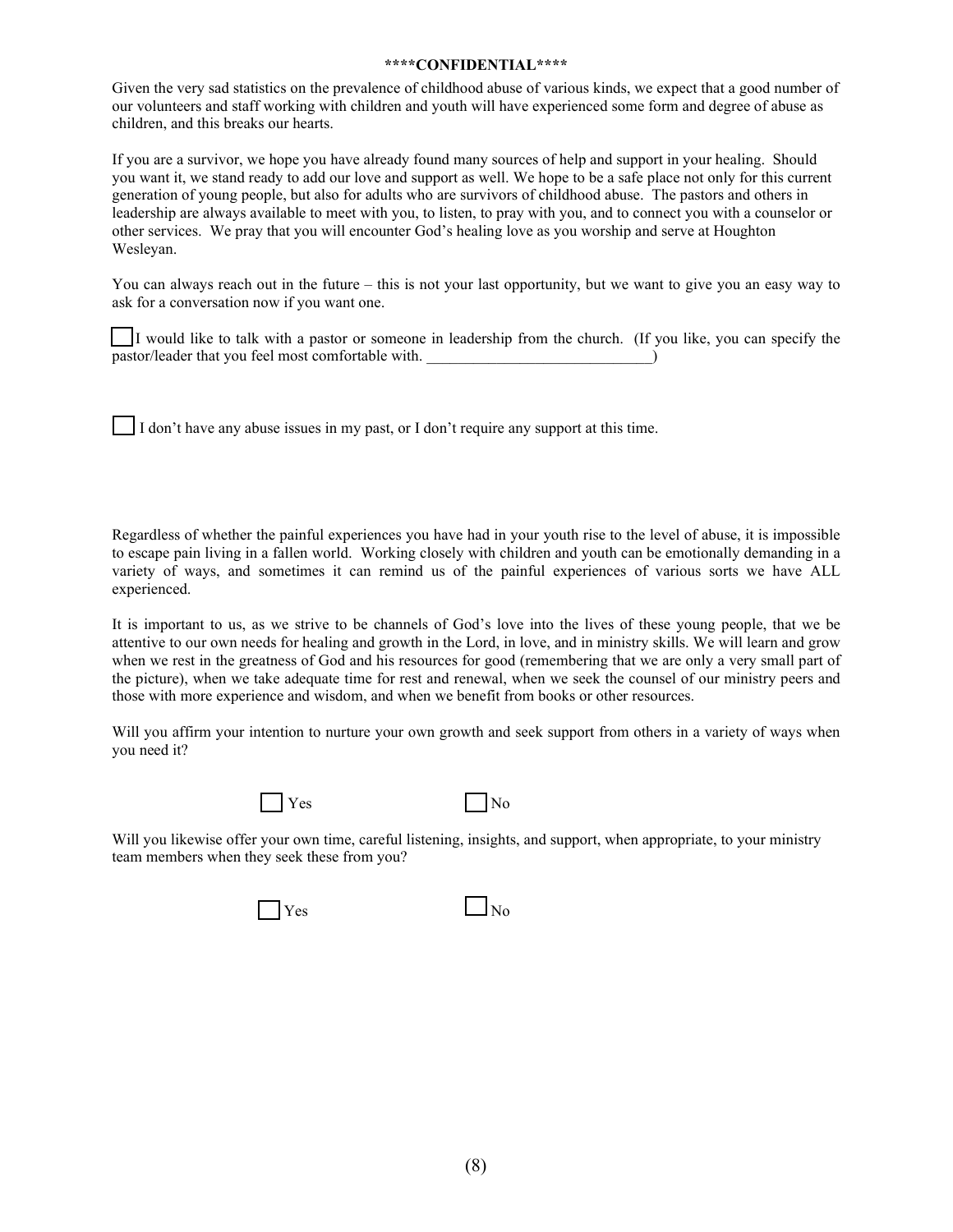**\*\*\*\*CONFIDENTIAL\*\*\*\***

Given the very sad statistics on the prevalence of childhood abuse of various kinds, we expect that a good number of our volunteers and staff working with children and youth will have experienced some form and degree of abuse as children, and this breaks our hearts.

If you are a survivor, we hope you have already found many sources of help and support in your healing. Should you want it, we stand ready to add our love and support as well. We hope to be a safe place not only for this current generation of young people, but also for adults who are survivors of childhood abuse. The pastors and others in leadership are always available to meet with you, to listen, to pray with you, and to connect you with a counselor or other services. We pray that you will encounter God's healing love as you worship and serve at Houghton Wesleyan.

You can always reach out in the future – this is not your last opportunity, but we want to give you an easy way to ask for a conversation now if you want one.

☐ I would like to talk with a pastor or someone in leadership from the church. (If you like, you can specify the pastor/leader that you feel most comfortable with. _____________________________)

☐ I don't have any abuse issues in my past, or I don't require any support at this time.

Regardless of whether the painful experiences you have had in your youth rise to the level of abuse, it is impossible to escape pain living in a fallen world. Working closely with children and youth can be emotionally demanding in a variety of ways, and sometimes it can remind us of the painful experiences of various sorts we have ALL experienced.

It is important to us, as we strive to be channels of God's love into the lives of these young people, that we be attentive to our own needs for healing and growth in the Lord, in love, and in ministry skills. We will learn and grow when we rest in the greatness of God and his resources for good (remembering that we are only a very small part of the picture), when we take adequate time for rest and renewal, when we seek the counsel of our ministry peers and those with more experience and wisdom, and when we benefit from books or other resources.

Will you affirm your intention to nurture your own growth and seek support from others in a variety of ways when you need it?

☐ Yes ☐ No

Will you likewise offer your own time, careful listening, insights, and support, when appropriate, to your ministry team members when they seek these from you?

☐ Yes ☐ No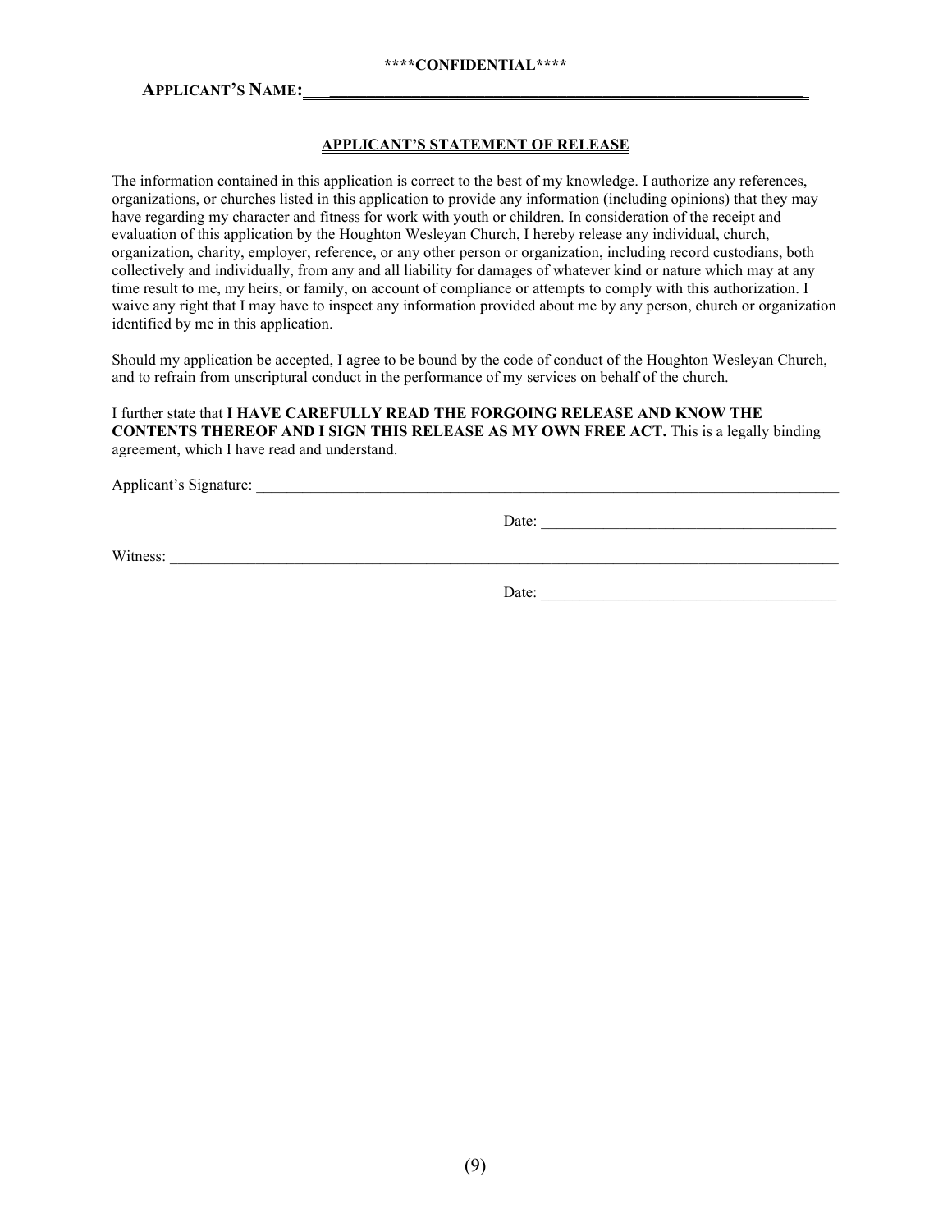**\*\*\*\*CONFIDENTIAL\*\*\*\***

**APPLICANT'S NAME:**\_\_\_\_\_\_\_\_\_\_\_\_\_\_\_\_\_\_\_\_\_\_\_\_\_\_\_\_\_\_\_\_\_\_\_\_\_\_\_\_\_\_\_\_\_\_\_\_\_\_\_\_\_\_\_\_\_\_\_\_

## APPLICANT'S STATEMENT OF RELEASE

The information contained in this application is correct to the best of my knowledge. I authorize any references, organizations, or churches listed in this application to provide any information (including opinions) that they may have regarding my character and fitness for work with youth or children. In consideration of the receipt and evaluation of this application by the Houghton Wesleyan Church, I hereby release any individual, church, organization, charity, employer, reference, or any other person or organization, including record custodians, both collectively and individually, from any and all liability for damages of whatever kind or nature which may at any time result to me, my heirs, or family, on account of compliance or attempts to comply with this authorization. I waive any right that I may have to inspect any information provided about me by any person, church or organization identified by me in this application.

Should my application be accepted, I agree to be bound by the code of conduct of the Houghton Wesleyan Church, and to refrain from unscriptural conduct in the performance of my services on behalf of the church.

I further state that **I HAVE CAREFULLY READ THE FORGOING RELEASE AND KNOW THE CONTENTS THEREOF AND I SIGN THIS RELEASE AS MY OWN FREE ACT.** This is a legally binding agreement, which I have read and understand.

Applicant's Signature: \_\_\_\_\_\_\_\_\_\_\_\_\_\_\_\_\_\_\_\_\_\_\_\_\_\_\_\_\_\_\_\_\_\_\_\_\_\_\_\_\_\_\_\_\_\_\_\_\_\_\_\_\_\_\_\_\_\_\_\_

Date: \_\_\_\_\_\_\_\_\_\_\_\_\_\_\_\_\_\_\_\_\_\_\_\_\_\_\_\_\_\_\_\_\_\_\_\_\_\_

Witness: \_\_\_\_\_\_\_\_\_\_\_\_\_\_\_\_\_\_\_\_\_\_\_\_\_\_\_\_\_\_\_\_\_\_\_\_\_\_\_\_\_\_\_\_\_\_\_\_\_\_\_\_\_\_\_\_\_\_\_\_\_\_\_\_\_\_\_\_

Date: \_\_\_\_\_\_\_\_\_\_\_\_\_\_\_\_\_\_\_\_\_\_\_\_\_\_\_\_\_\_\_\_\_\_\_\_\_\_